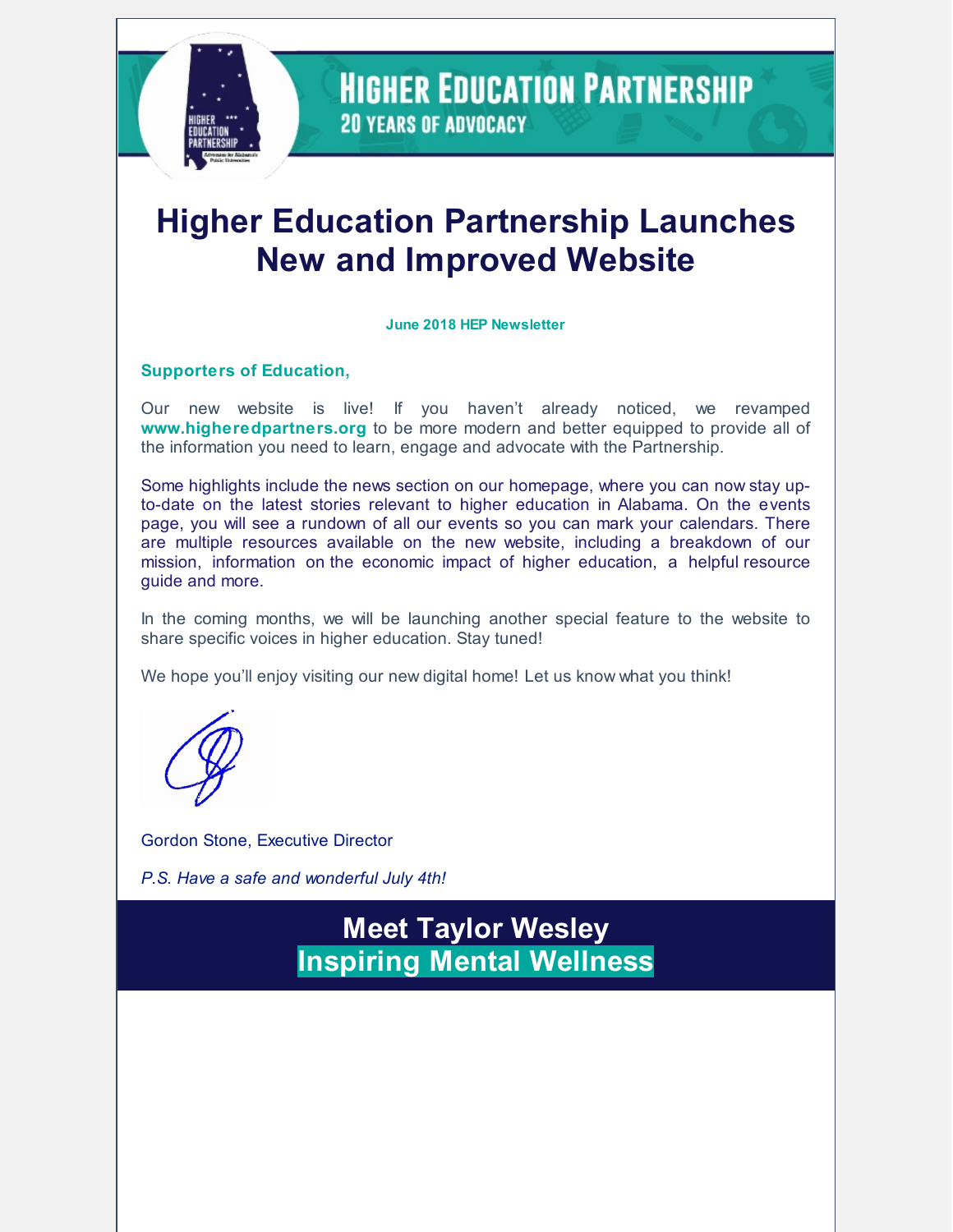# Higher Education Partnership Launches New and Improved Website

**June 2018 HEP Newsletter**

**Supporters of Education,**

Our new website is live! If you haven't already noticed, we revamped **www.higheredpartners.org** to be more modern and better equipped to provide all of the information you need to learn, engage and advocate with the Partnership.

Some highlights include the news section on our homepage, where you can now stay up-to-date on the latest stories relevant to higher education in Alabama. On the events page, you will see a rundown of all our events so you can mark your calendars. There are multiple resources available on the new website, including a breakdown of our mission, information on the economic impact of higher education, a helpful resource guide and more.

In the coming months, we will be launching another special feature to the website to share specific voices in higher education. Stay tuned!

We hope you'll enjoy visiting our new digital home! Let us know what you think!

Gordon Stone, Executive Director

*P.S. Have a safe and wonderful July 4th!*

## Meet Taylor Wesley
## Inspiring Mental Wellness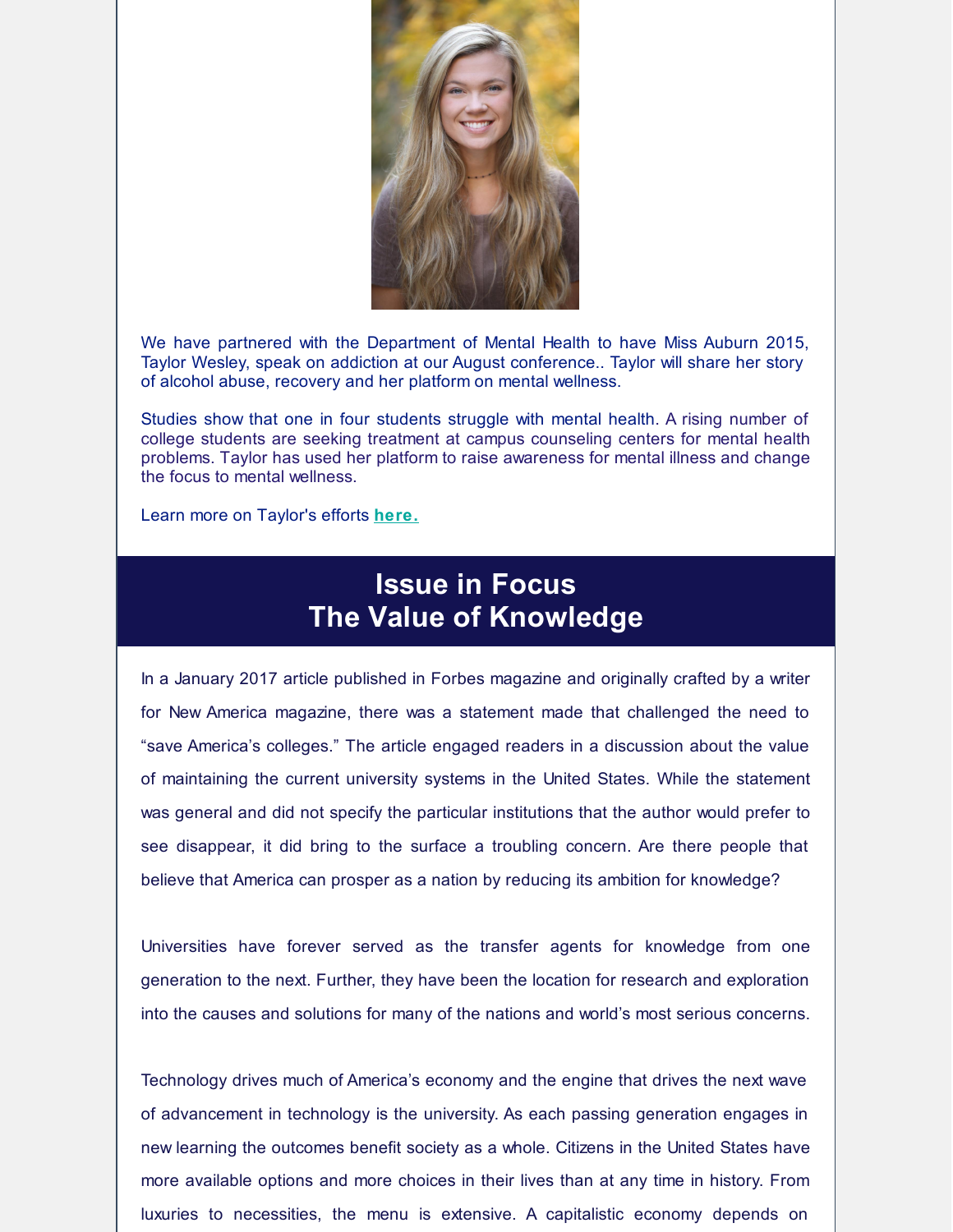We have partnered with the Department of Mental Health to have Miss Auburn 2015, Taylor Wesley, speak on addiction at our August conference.. Taylor will share her story of alcohol abuse, recovery and her platform on mental wellness.

Studies show that one in four students struggle with mental health. A rising number of college students are seeking treatment at campus counseling centers for mental health problems. Taylor has used her platform to raise awareness for mental illness and change the focus to mental wellness.

Learn more on Taylor's efforts **here.**

## Issue in Focus
## The Value of Knowledge

In a January 2017 article published in Forbes magazine and originally crafted by a writer for New America magazine, there was a statement made that challenged the need to "save America's colleges." The article engaged readers in a discussion about the value of maintaining the current university systems in the United States. While the statement was general and did not specify the particular institutions that the author would prefer to see disappear, it did bring to the surface a troubling concern. Are there people that believe that America can prosper as a nation by reducing its ambition for knowledge?

Universities have forever served as the transfer agents for knowledge from one generation to the next. Further, they have been the location for research and exploration into the causes and solutions for many of the nations and world's most serious concerns.

Technology drives much of America's economy and the engine that drives the next wave of advancement in technology is the university. As each passing generation engages in new learning the outcomes benefit society as a whole. Citizens in the United States have more available options and more choices in their lives than at any time in history. From luxuries to necessities, the menu is extensive. A capitalistic economy depends on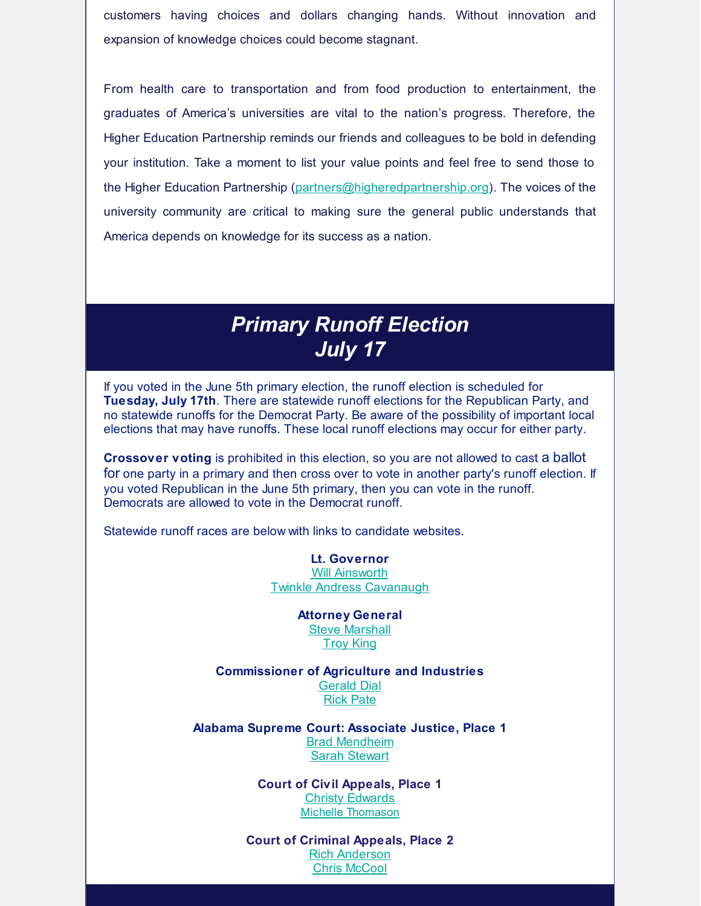customers having choices and dollars changing hands. Without innovation and expansion of knowledge choices could become stagnant.

From health care to transportation and from food production to entertainment, the graduates of America's universities are vital to the nation's progress. Therefore, the Higher Education Partnership reminds our friends and colleagues to be bold in defending your institution. Take a moment to list your value points and feel free to send those to the Higher Education Partnership (partners@higheredpartnership.org). The voices of the university community are critical to making sure the general public understands that America depends on knowledge for its success as a nation.

## *Primary Runoff Election July 17*

If you voted in the June 5th primary election, the runoff election is scheduled for **Tuesday, July 17th**. There are statewide runoff elections for the Republican Party, and no statewide runoffs for the Democrat Party. Be aware of the possibility of important local elections that may have runoffs. These local runoff elections may occur for either party.

**Crossover voting** is prohibited in this election, so you are not allowed to cast a ballot for one party in a primary and then cross over to vote in another party's runoff election. If you voted Republican in the June 5th primary, then you can vote in the runoff. Democrats are allowed to vote in the Democrat runoff.

Statewide runoff races are below with links to candidate websites.

**Lt. Governor**
Will Ainsworth
Twinkle Andress Cavanaugh

**Attorney General**
Steve Marshall
Troy King

**Commissioner of Agriculture and Industries**
Gerald Dial
Rick Pate

**Alabama Supreme Court: Associate Justice, Place 1**
Brad Mendheim
Sarah Stewart

**Court of Civil Appeals, Place 1**
Christy Edwards
Michelle Thomason

**Court of Criminal Appeals, Place 2**
Rich Anderson
Chris McCool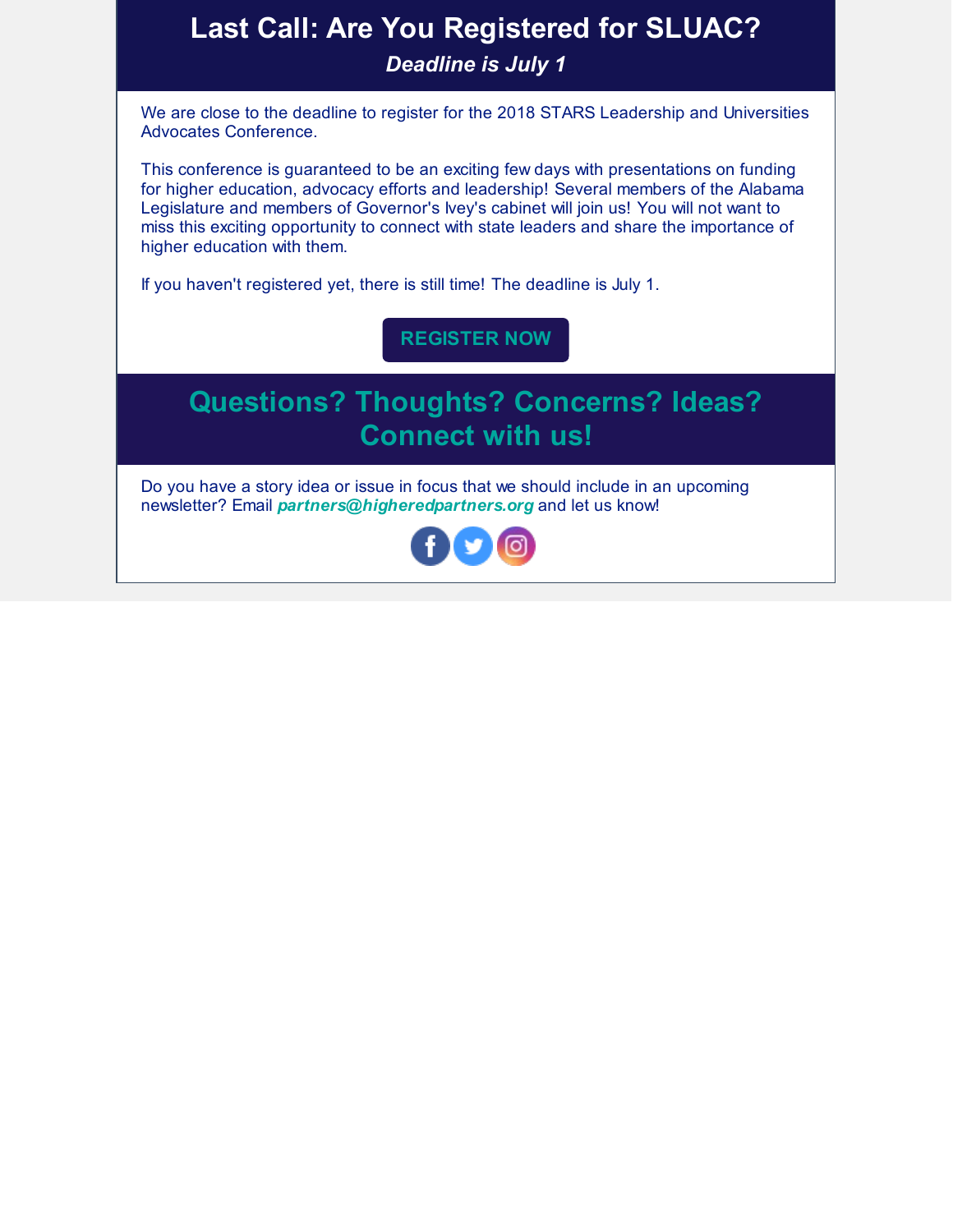# Last Call: Are You Registered for SLUAC?

***Deadline is July 1***

We are close to the deadline to register for the 2018 STARS Leadership and Universities Advocates Conference.

This conference is guaranteed to be an exciting few days with presentations on funding for higher education, advocacy efforts and leadership! Several members of the Alabama Legislature and members of Governor's Ivey's cabinet will join us! You will not want to miss this exciting opportunity to connect with state leaders and share the importance of higher education with them.

If you haven't registered yet, there is still time! The deadline is July 1.

**REGISTER NOW**

## Questions? Thoughts? Concerns? Ideas? Connect with us!

Do you have a story idea or issue in focus that we should include in an upcoming newsletter? Email ***partners@higheredpartners.org*** and let us know!